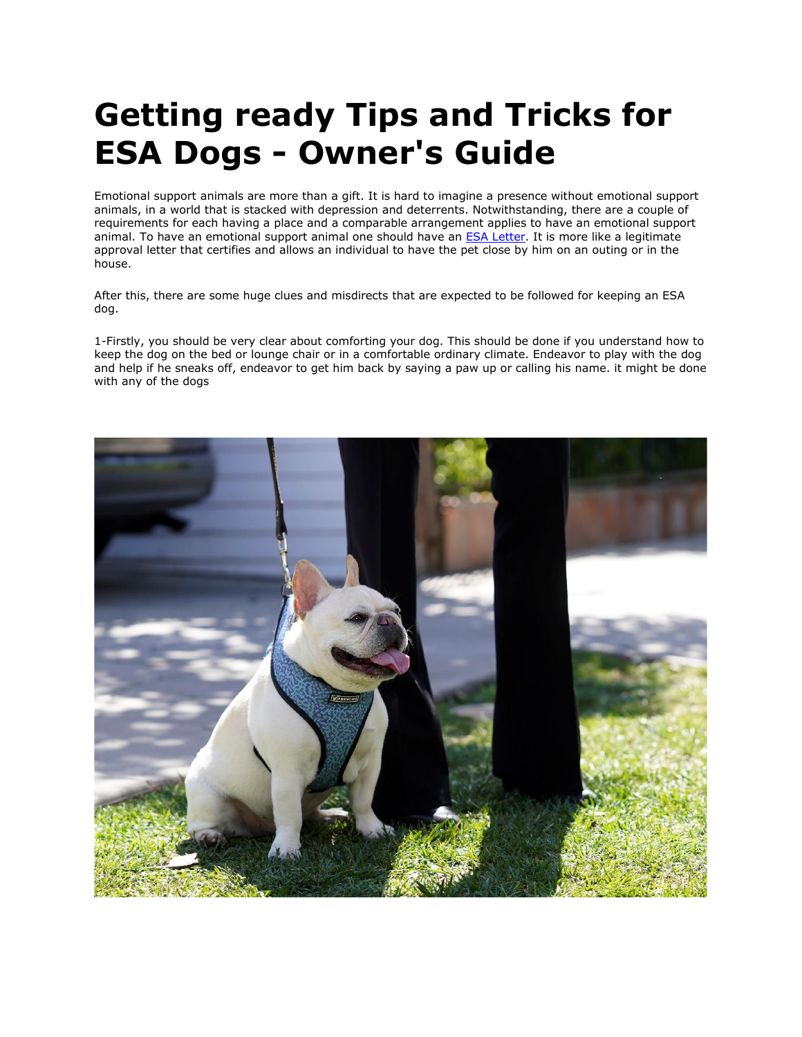# Getting ready Tips and Tricks for ESA Dogs - Owner's Guide

Emotional support animals are more than a gift. It is hard to imagine a presence without emotional support animals, in a world that is stacked with depression and deterrents. Notwithstanding, there are a couple of requirements for each having a place and a comparable arrangement applies to have an emotional support animal. To have an emotional support animal one should have an [ESA Letter](). It is more like a legitimate approval letter that certifies and allows an individual to have the pet close by him on an outing or in the house.

After this, there are some huge clues and misdirects that are expected to be followed for keeping an ESA dog.

1-Firstly, you should be very clear about comforting your dog. This should be done if you understand how to keep the dog on the bed or lounge chair or in a comfortable ordinary climate. Endeavor to play with the dog and help if he sneaks off, endeavor to get him back by saying a paw up or calling his name. it might be done with any of the dogs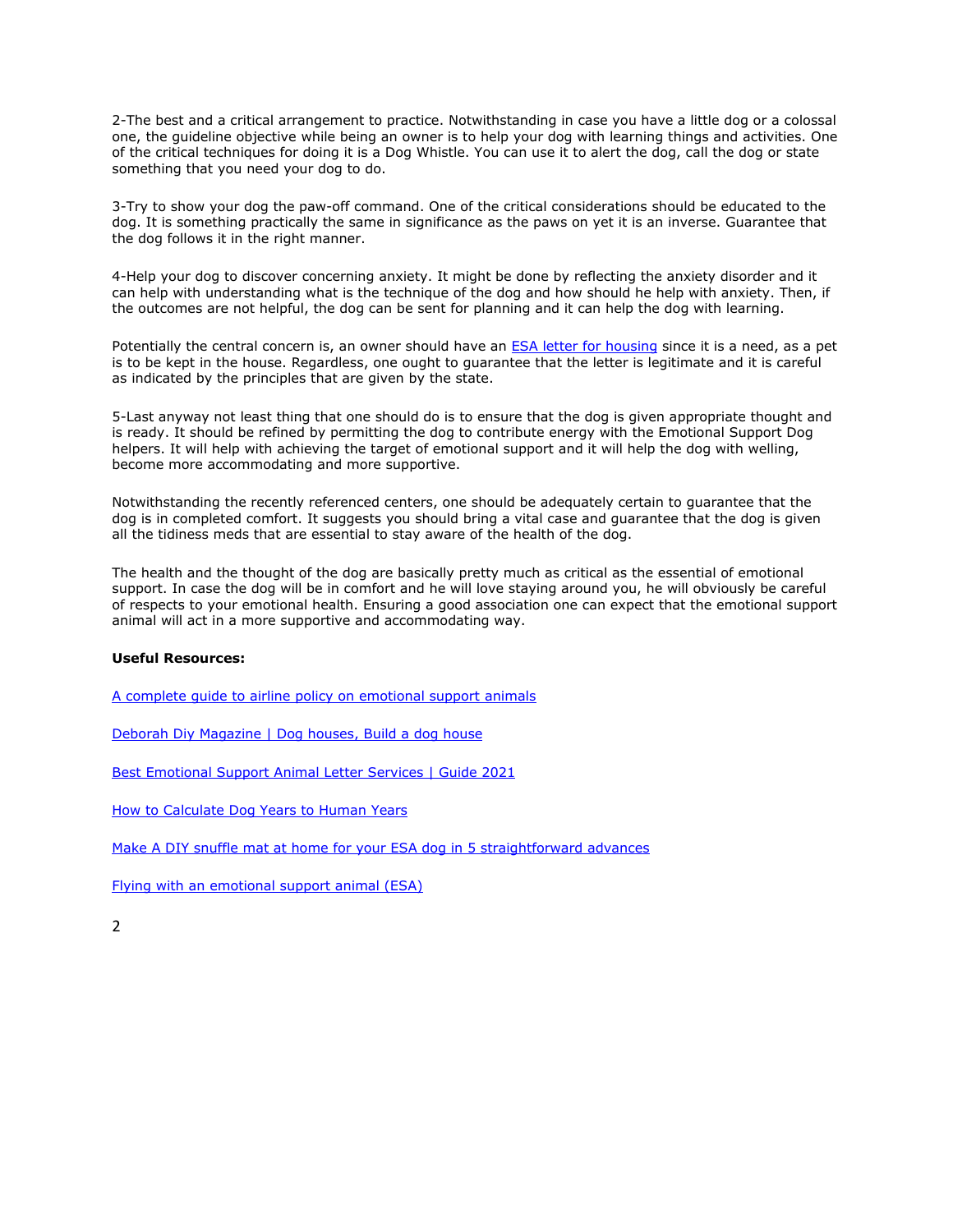2-The best and a critical arrangement to practice. Notwithstanding in case you have a little dog or a colossal one, the guideline objective while being an owner is to help your dog with learning things and activities. One of the critical techniques for doing it is a Dog Whistle. You can use it to alert the dog, call the dog or state something that you need your dog to do.

3-Try to show your dog the paw-off command. One of the critical considerations should be educated to the dog. It is something practically the same in significance as the paws on yet it is an inverse. Guarantee that the dog follows it in the right manner.

4-Help your dog to discover concerning anxiety. It might be done by reflecting the anxiety disorder and it can help with understanding what is the technique of the dog and how should he help with anxiety. Then, if the outcomes are not helpful, the dog can be sent for planning and it can help the dog with learning.

Potentially the central concern is, an owner should have an [ESA letter for housing]() since it is a need, as a pet is to be kept in the house. Regardless, one ought to guarantee that the letter is legitimate and it is careful as indicated by the principles that are given by the state.

5-Last anyway not least thing that one should do is to ensure that the dog is given appropriate thought and is ready. It should be refined by permitting the dog to contribute energy with the Emotional Support Dog helpers. It will help with achieving the target of emotional support and it will help the dog with welling, become more accommodating and more supportive.

Notwithstanding the recently referenced centers, one should be adequately certain to guarantee that the dog is in completed comfort. It suggests you should bring a vital case and guarantee that the dog is given all the tidiness meds that are essential to stay aware of the health of the dog.

The health and the thought of the dog are basically pretty much as critical as the essential of emotional support. In case the dog will be in comfort and he will love staying around you, he will obviously be careful of respects to your emotional health. Ensuring a good association one can expect that the emotional support animal will act in a more supportive and accommodating way.

**Useful Resources:**

[A complete guide to airline policy on emotional support animals]()

[Deborah Diy Magazine | Dog houses, Build a dog house]()

[Best Emotional Support Animal Letter Services | Guide 2021]()

[How to Calculate Dog Years to Human Years]()

[Make A DIY snuffle mat at home for your ESA dog in 5 straightforward advances]()

[Flying with an emotional support animal (ESA)]()